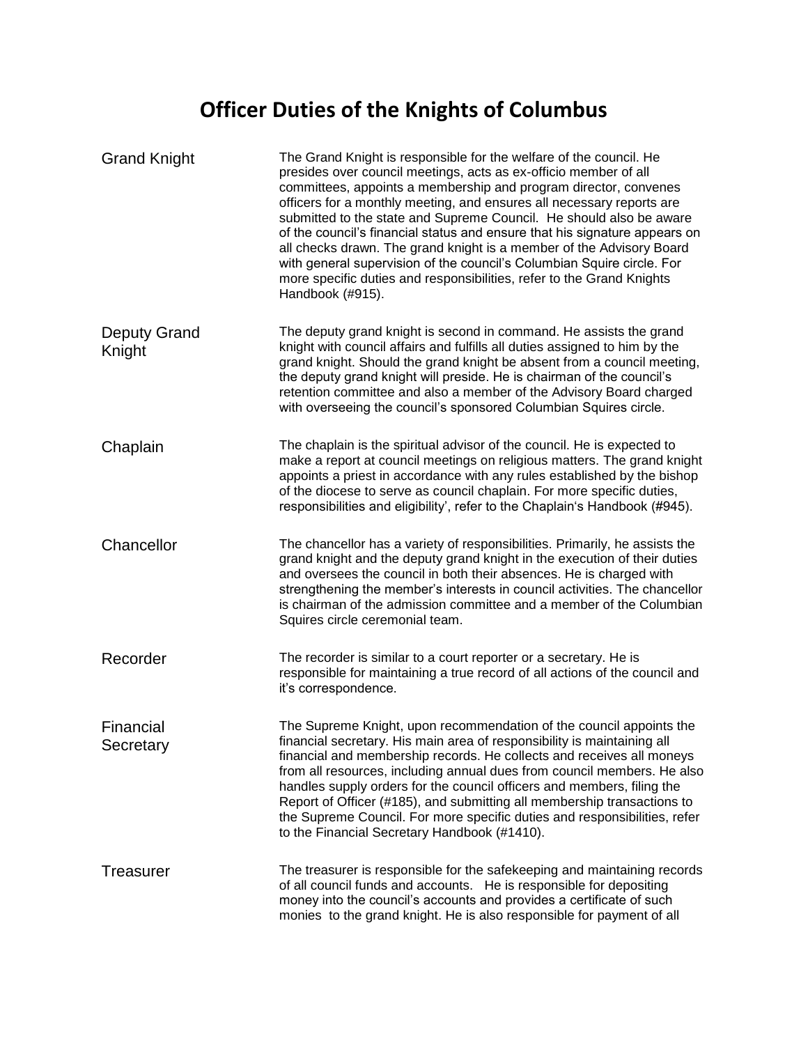# Officer Duties of the Knights of Columbus

**Grand Knight**

The Grand Knight is responsible for the welfare of the council. He presides over council meetings, acts as ex-officio member of all committees, appoints a membership and program director, convenes officers for a monthly meeting, and ensures all necessary reports are submitted to the state and Supreme Council. He should also be aware of the council's financial status and ensure that his signature appears on all checks drawn. The grand knight is a member of the Advisory Board with general supervision of the council's Columbian Squire circle. For more specific duties and responsibilities, refer to the Grand Knights Handbook (#915).

**Deputy Grand Knight**

The deputy grand knight is second in command. He assists the grand knight with council affairs and fulfills all duties assigned to him by the grand knight. Should the grand knight be absent from a council meeting, the deputy grand knight will preside. He is chairman of the council's retention committee and also a member of the Advisory Board charged with overseeing the council's sponsored Columbian Squires circle.

**Chaplain**

The chaplain is the spiritual advisor of the council. He is expected to make a report at council meetings on religious matters. The grand knight appoints a priest in accordance with any rules established by the bishop of the diocese to serve as council chaplain. For more specific duties, responsibilities and eligibility', refer to the Chaplain's Handbook (#945).

**Chancellor**

The chancellor has a variety of responsibilities. Primarily, he assists the grand knight and the deputy grand knight in the execution of their duties and oversees the council in both their absences. He is charged with strengthening the member's interests in council activities. The chancellor is chairman of the admission committee and a member of the Columbian Squires circle ceremonial team.

**Recorder**

The recorder is similar to a court reporter or a secretary. He is responsible for maintaining a true record of all actions of the council and it's correspondence.

**Financial Secretary**

The Supreme Knight, upon recommendation of the council appoints the financial secretary. His main area of responsibility is maintaining all financial and membership records. He collects and receives all moneys from all resources, including annual dues from council members. He also handles supply orders for the council officers and members, filing the Report of Officer (#185), and submitting all membership transactions to the Supreme Council. For more specific duties and responsibilities, refer to the Financial Secretary Handbook (#1410).

**Treasurer**

The treasurer is responsible for the safekeeping and maintaining records of all council funds and accounts. He is responsible for depositing money into the council's accounts and provides a certificate of such monies to the grand knight. He is also responsible for payment of all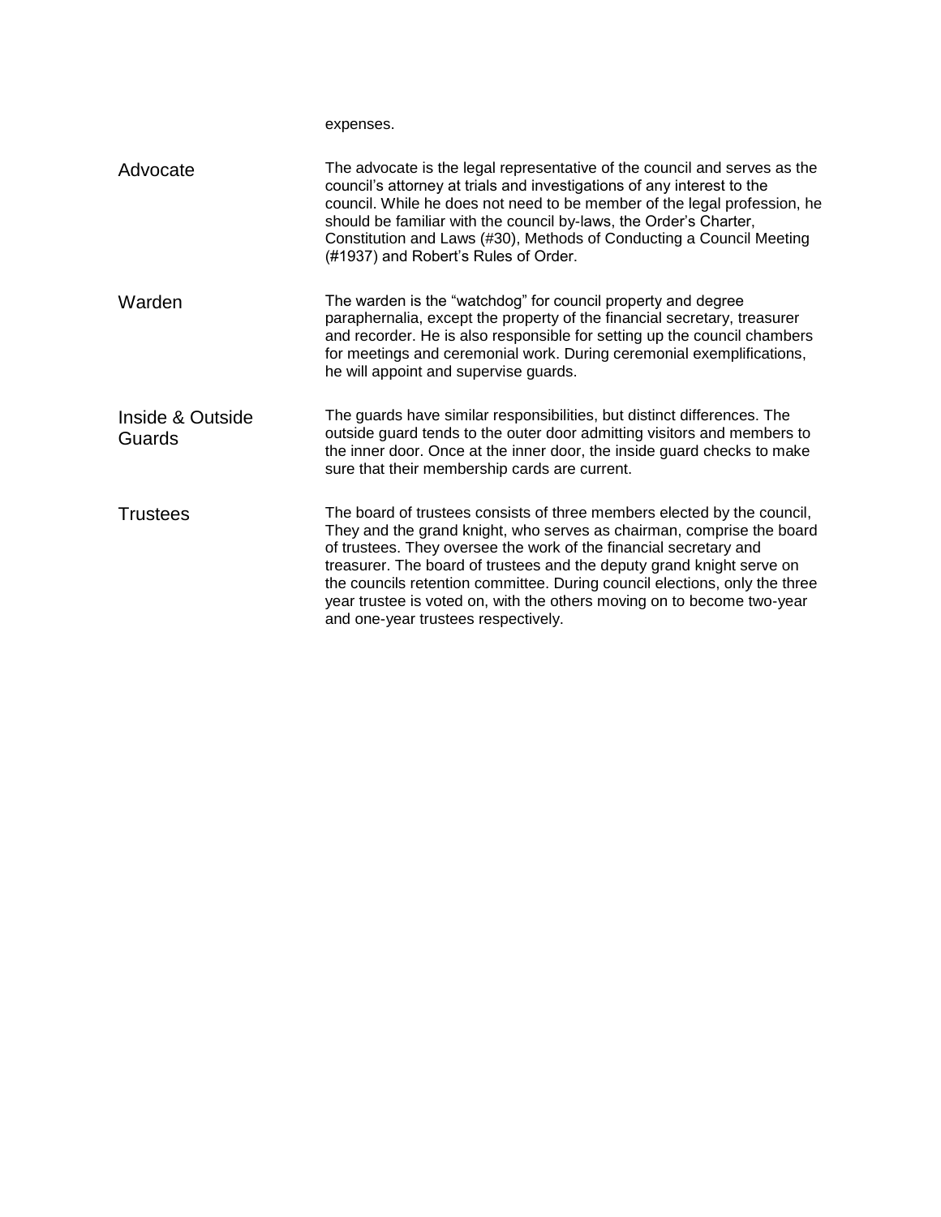expenses.

| | |
|---|---|
| Advocate | The advocate is the legal representative of the council and serves as the council's attorney at trials and investigations of any interest to the council. While he does not need to be member of the legal profession, he should be familiar with the council by-laws, the Order's Charter, Constitution and Laws (#30), Methods of Conducting a Council Meeting (#1937) and Robert's Rules of Order. |
| Warden | The warden is the "watchdog" for council property and degree paraphernalia, except the property of the financial secretary, treasurer and recorder. He is also responsible for setting up the council chambers for meetings and ceremonial work. During ceremonial exemplifications, he will appoint and supervise guards. |
| Inside & Outside Guards | The guards have similar responsibilities, but distinct differences. The outside guard tends to the outer door admitting visitors and members to the inner door. Once at the inner door, the inside guard checks to make sure that their membership cards are current. |
| Trustees | The board of trustees consists of three members elected by the council, They and the grand knight, who serves as chairman, comprise the board of trustees. They oversee the work of the financial secretary and treasurer. The board of trustees and the deputy grand knight serve on the councils retention committee. During council elections, only the three year trustee is voted on, with the others moving on to become two-year and one-year trustees respectively. |